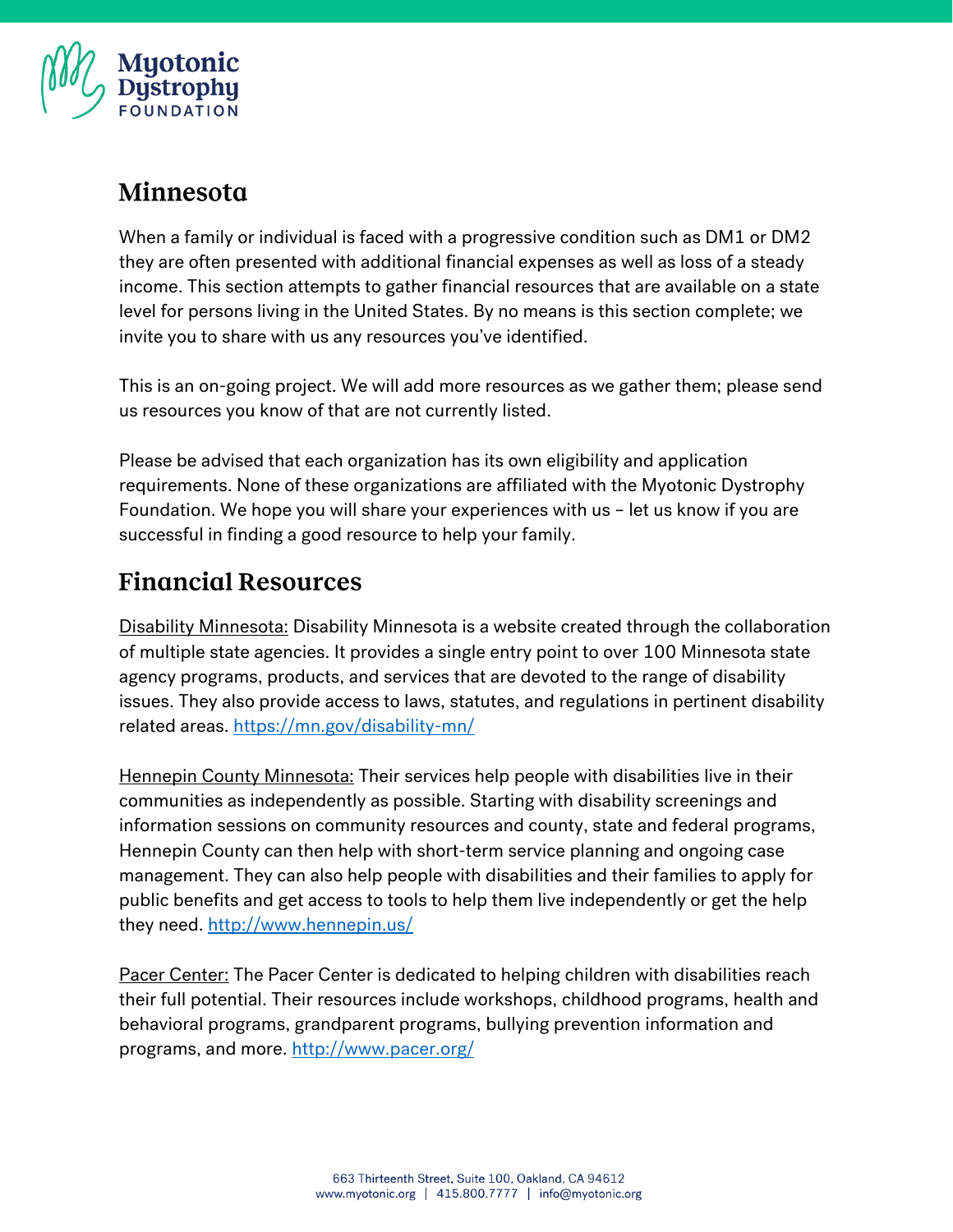# Minnesota

When a family or individual is faced with a progressive condition such as DM1 or DM2 they are often presented with additional financial expenses as well as loss of a steady income. This section attempts to gather financial resources that are available on a state level for persons living in the United States. By no means is this section complete; we invite you to share with us any resources you've identified.

This is an on-going project. We will add more resources as we gather them; please send us resources you know of that are not currently listed.

Please be advised that each organization has its own eligibility and application requirements. None of these organizations are affiliated with the Myotonic Dystrophy Foundation. We hope you will share your experiences with us – let us know if you are successful in finding a good resource to help your family.

## Financial Resources

Disability Minnesota: Disability Minnesota is a website created through the collaboration of multiple state agencies. It provides a single entry point to over 100 Minnesota state agency programs, products, and services that are devoted to the range of disability issues. They also provide access to laws, statutes, and regulations in pertinent disability related areas. https://mn.gov/disability-mn/

Hennepin County Minnesota: Their services help people with disabilities live in their communities as independently as possible. Starting with disability screenings and information sessions on community resources and county, state and federal programs, Hennepin County can then help with short-term service planning and ongoing case management. They can also help people with disabilities and their families to apply for public benefits and get access to tools to help them live independently or get the help they need. http://www.hennepin.us/

Pacer Center: The Pacer Center is dedicated to helping children with disabilities reach their full potential. Their resources include workshops, childhood programs, health and behavioral programs, grandparent programs, bullying prevention information and programs, and more. http://www.pacer.org/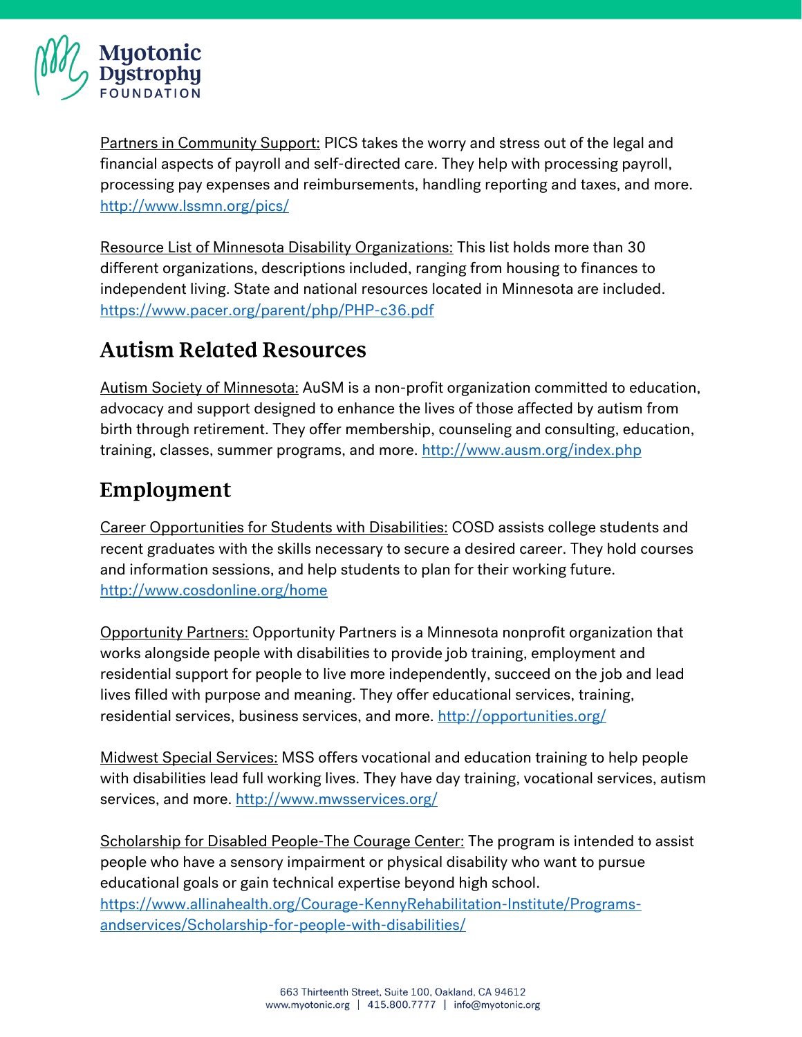Partners in Community Support: PICS takes the worry and stress out of the legal and financial aspects of payroll and self-directed care. They help with processing payroll, processing pay expenses and reimbursements, handling reporting and taxes, and more. http://www.lssmn.org/pics/

Resource List of Minnesota Disability Organizations: This list holds more than 30 different organizations, descriptions included, ranging from housing to finances to independent living. State and national resources located in Minnesota are included. https://www.pacer.org/parent/php/PHP-c36.pdf

## Autism Related Resources

Autism Society of Minnesota: AuSM is a non-profit organization committed to education, advocacy and support designed to enhance the lives of those affected by autism from birth through retirement. They offer membership, counseling and consulting, education, training, classes, summer programs, and more. http://www.ausm.org/index.php

## Employment

Career Opportunities for Students with Disabilities: COSD assists college students and recent graduates with the skills necessary to secure a desired career. They hold courses and information sessions, and help students to plan for their working future. http://www.cosdonline.org/home

Opportunity Partners: Opportunity Partners is a Minnesota nonprofit organization that works alongside people with disabilities to provide job training, employment and residential support for people to live more independently, succeed on the job and lead lives filled with purpose and meaning. They offer educational services, training, residential services, business services, and more. http://opportunities.org/

Midwest Special Services: MSS offers vocational and education training to help people with disabilities lead full working lives. They have day training, vocational services, autism services, and more. http://www.mwsservices.org/

Scholarship for Disabled People-The Courage Center: The program is intended to assist people who have a sensory impairment or physical disability who want to pursue educational goals or gain technical expertise beyond high school. https://www.allinahealth.org/Courage-KennyRehabilitation-Institute/Programs-andservices/Scholarship-for-people-with-disabilities/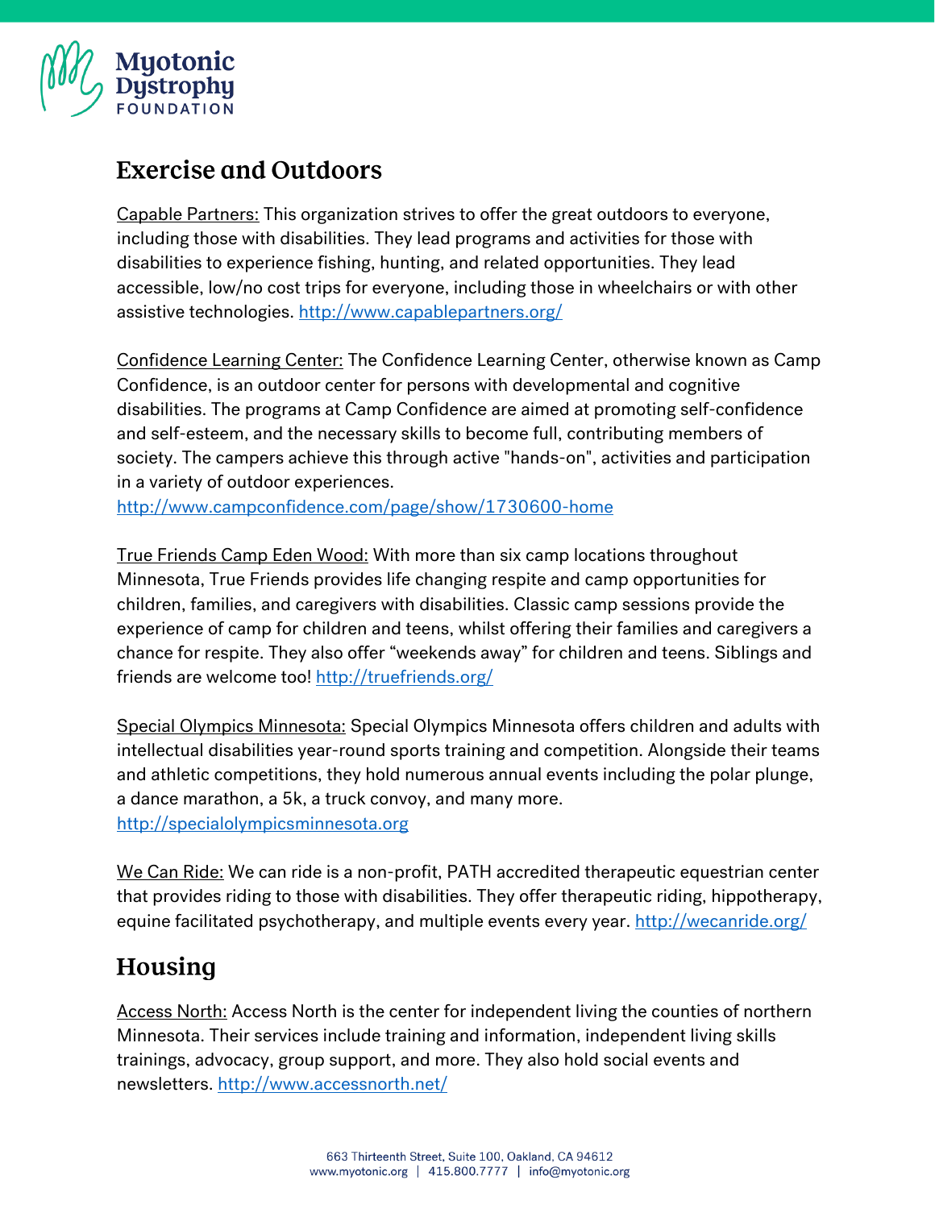## Exercise and Outdoors

Capable Partners: This organization strives to offer the great outdoors to everyone, including those with disabilities. They lead programs and activities for those with disabilities to experience fishing, hunting, and related opportunities. They lead accessible, low/no cost trips for everyone, including those in wheelchairs or with other assistive technologies. http://www.capablepartners.org/

Confidence Learning Center: The Confidence Learning Center, otherwise known as Camp Confidence, is an outdoor center for persons with developmental and cognitive disabilities. The programs at Camp Confidence are aimed at promoting self-confidence and self-esteem, and the necessary skills to become full, contributing members of society. The campers achieve this through active "hands-on", activities and participation in a variety of outdoor experiences. http://www.campconfidence.com/page/show/1730600-home

True Friends Camp Eden Wood: With more than six camp locations throughout Minnesota, True Friends provides life changing respite and camp opportunities for children, families, and caregivers with disabilities. Classic camp sessions provide the experience of camp for children and teens, whilst offering their families and caregivers a chance for respite. They also offer "weekends away" for children and teens. Siblings and friends are welcome too! http://truefriends.org/

Special Olympics Minnesota: Special Olympics Minnesota offers children and adults with intellectual disabilities year-round sports training and competition. Alongside their teams and athletic competitions, they hold numerous annual events including the polar plunge, a dance marathon, a 5k, a truck convoy, and many more. http://specialolympicsminnesota.org

We Can Ride: We can ride is a non-profit, PATH accredited therapeutic equestrian center that provides riding to those with disabilities. They offer therapeutic riding, hippotherapy, equine facilitated psychotherapy, and multiple events every year. http://wecanride.org/

## Housing

Access North: Access North is the center for independent living the counties of northern Minnesota. Their services include training and information, independent living skills trainings, advocacy, group support, and more. They also hold social events and newsletters. http://www.accessnorth.net/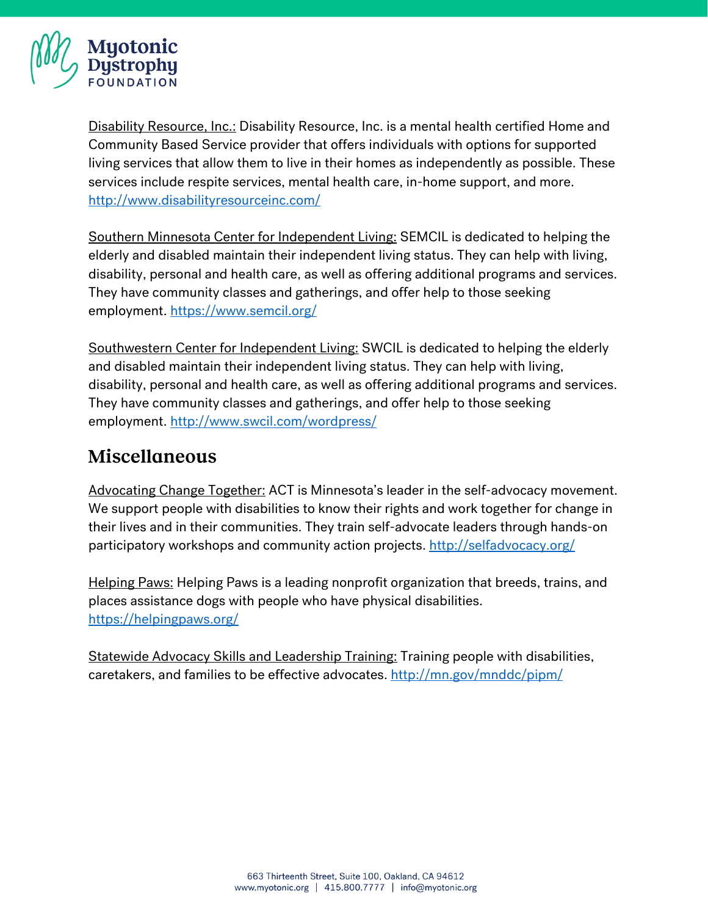Disability Resource, Inc.: Disability Resource, Inc. is a mental health certified Home and Community Based Service provider that offers individuals with options for supported living services that allow them to live in their homes as independently as possible. These services include respite services, mental health care, in-home support, and more. http://www.disabilityresourceinc.com/

Southern Minnesota Center for Independent Living: SEMCIL is dedicated to helping the elderly and disabled maintain their independent living status. They can help with living, disability, personal and health care, as well as offering additional programs and services. They have community classes and gatherings, and offer help to those seeking employment. https://www.semcil.org/

Southwestern Center for Independent Living: SWCIL is dedicated to helping the elderly and disabled maintain their independent living status. They can help with living, disability, personal and health care, as well as offering additional programs and services. They have community classes and gatherings, and offer help to those seeking employment. http://www.swcil.com/wordpress/

## Miscellaneous

Advocating Change Together: ACT is Minnesota's leader in the self-advocacy movement. We support people with disabilities to know their rights and work together for change in their lives and in their communities. They train self-advocate leaders through hands-on participatory workshops and community action projects. http://selfadvocacy.org/

Helping Paws: Helping Paws is a leading nonprofit organization that breeds, trains, and places assistance dogs with people who have physical disabilities. https://helpingpaws.org/

Statewide Advocacy Skills and Leadership Training: Training people with disabilities, caretakers, and families to be effective advocates. http://mn.gov/mnddc/pipm/